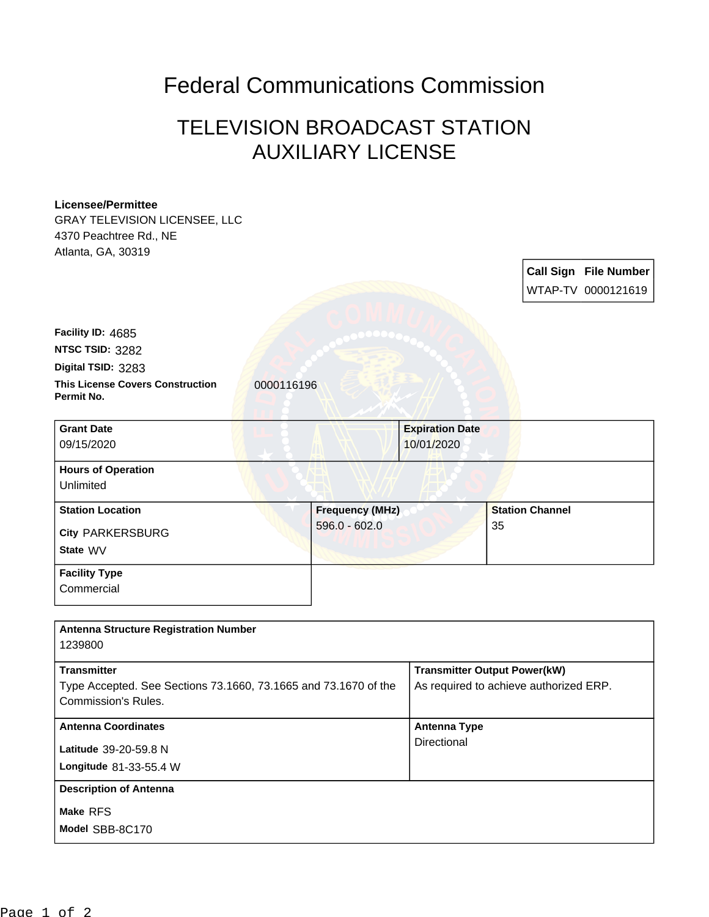# Federal Communications Commission

## TELEVISION BROADCAST STATION AUXILIARY LICENSE

**Licensee/Permittee**
GRAY TELEVISION LICENSEE, LLC
4370 Peachtree Rd., NE
Atlanta, GA, 30319

| Call Sign | File Number |
|---|---|
| WTAP-TV | 0000121619 |

**Facility ID:** 4685
**NTSC TSID:** 3282
**Digital TSID:** 3283
**This License Covers Construction Permit No.** 0000116196

| Grant Date | Expiration Date |
|---|---|
| 09/15/2020 | 10/01/2020 |

**Hours of Operation**
Unlimited

| Station Location | Frequency (MHz) | Station Channel |
|---|---|---|
| **City** PARKERSBURG<br>**State** WV | 596.0 - 602.0 | 35 |

**Facility Type**
Commercial

**Antenna Structure Registration Number**
1239800

| Transmitter | Transmitter Output Power(kW) |
|---|---|
| Type Accepted. See Sections 73.1660, 73.1665 and 73.1670 of the Commission's Rules. | As required to achieve authorized ERP. |

| Antenna Coordinates | Antenna Type |
|---|---|
| **Latitude** 39-20-59.8 N<br>**Longitude** 81-33-55.4 W | Directional |

**Description of Antenna**
**Make** RFS
**Model** SBB-8C170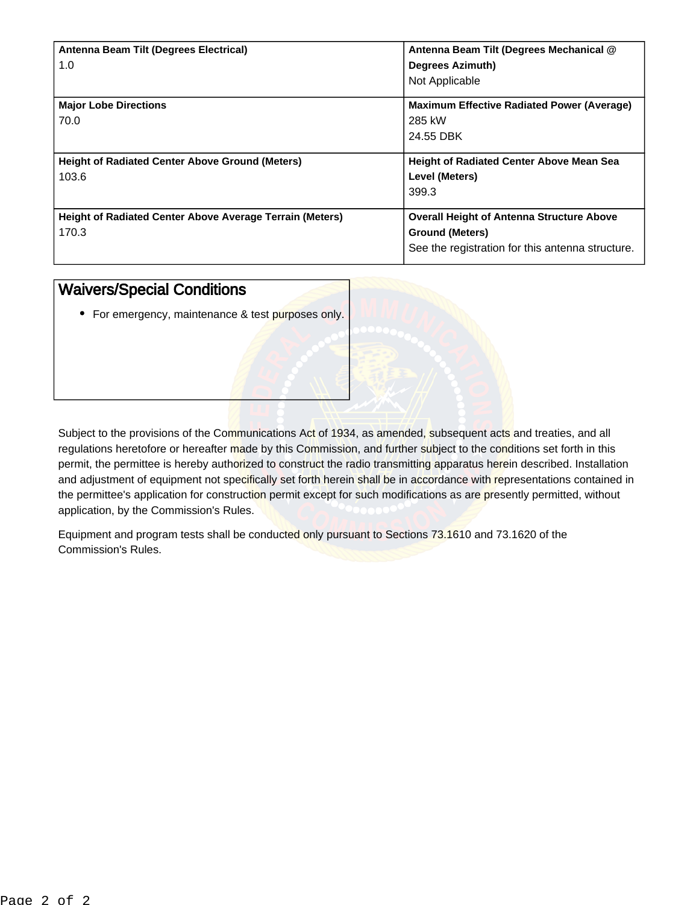| | |
|---|---|
| **Antenna Beam Tilt (Degrees Electrical)**<br>1.0 | **Antenna Beam Tilt (Degrees Mechanical @ Degrees Azimuth)**<br>Not Applicable |
| **Major Lobe Directions**<br>70.0 | **Maximum Effective Radiated Power (Average)**<br>285 kW<br>24.55 DBK |
| **Height of Radiated Center Above Ground (Meters)**<br>103.6 | **Height of Radiated Center Above Mean Sea Level (Meters)**<br>399.3 |
| **Height of Radiated Center Above Average Terrain (Meters)**<br>170.3 | **Overall Height of Antenna Structure Above Ground (Meters)**<br>See the registration for this antenna structure. |

## Waivers/Special Conditions

- For emergency, maintenance & test purposes only.

Subject to the provisions of the Communications Act of 1934, as amended, subsequent acts and treaties, and all regulations heretofore or hereafter made by this Commission, and further subject to the conditions set forth in this permit, the permittee is hereby authorized to construct the radio transmitting apparatus herein described. Installation and adjustment of equipment not specifically set forth herein shall be in accordance with representations contained in the permittee's application for construction permit except for such modifications as are presently permitted, without application, by the Commission's Rules.

Equipment and program tests shall be conducted only pursuant to Sections 73.1610 and 73.1620 of the Commission's Rules.